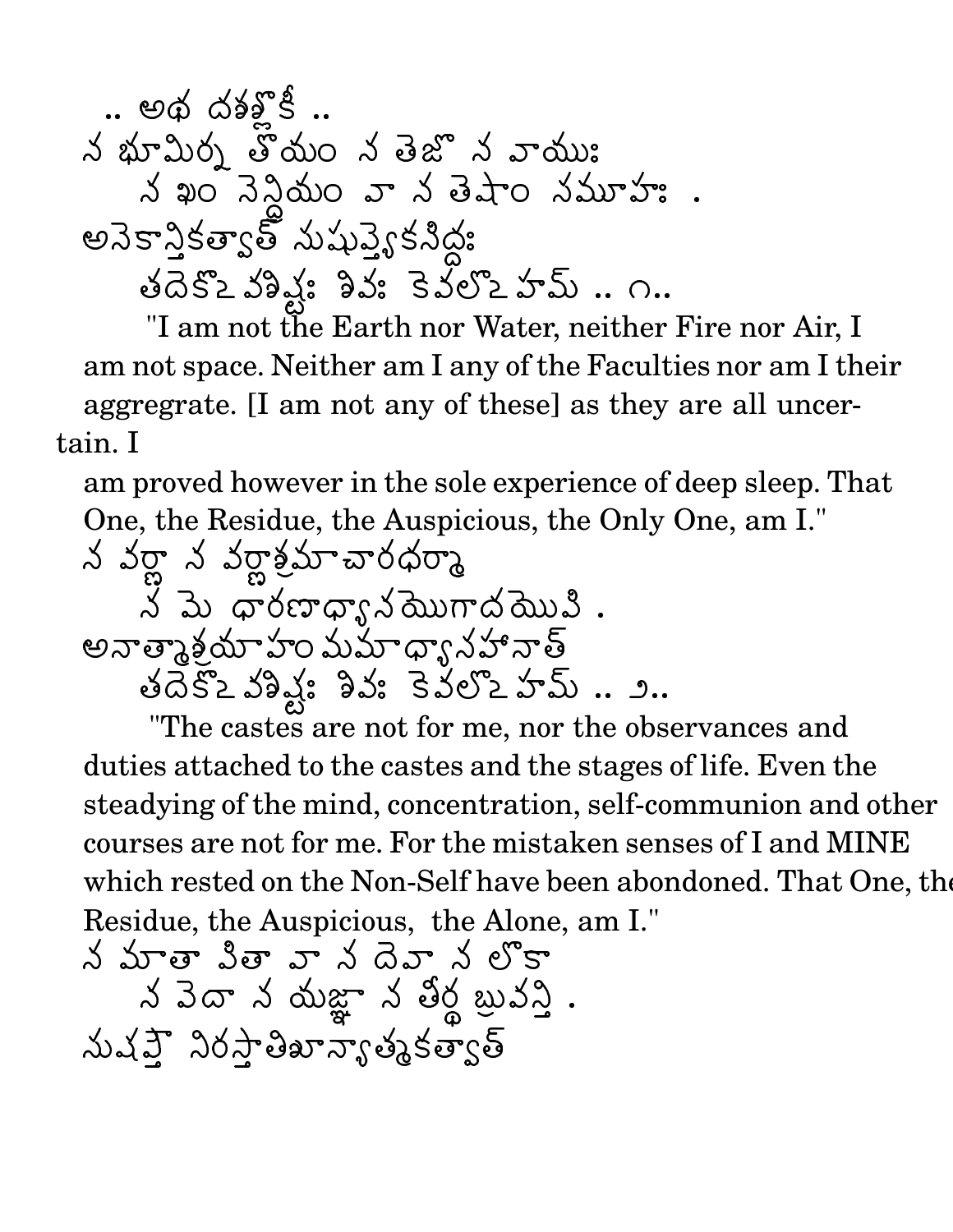.. అథ దశశ్లోకీ ..

న భూమిర్న తోయం న తెజో న వాయుః
　　న ఖం నెన్ద్రియం వా న తెషాం సమూహః .
అనెకాన్తికత్వాత్ సుషుప్త్యెకసిద్ధః
　　తదెకొఽవశిష్టః శివః కెవలొఽహమ్ .. ౧..

"I am not the Earth nor Water, neither Fire nor Air, I am not space. Neither am I any of the Faculties nor am I their aggregrate. [I am not any of these] as they are all uncertain. I

am proved however in the sole experience of deep sleep. That One, the Residue, the Auspicious, the Only One, am I."

న వర్ణా న వర్ణాశ్రమాచారధర్మా
　　న మె ధారణాధ్యానయొగాదయొపి .
అనాత్మాశ్రయాహం మమాధ్యాసహానాత్
　　తదెకొఽవశిష్టః శివః కెవలొఽహమ్ .. ౨..

"The castes are not for me, nor the observances and duties attached to the castes and the stages of life. Even the steadying of the mind, concentration, self-communion and other courses are not for me. For the mistaken senses of I and MINE which rested on the Non-Self have been abondoned. That One, the Residue, the Auspicious, the Alone, am I."

న మాతా పితా వా న దెవా న లొకా
　　న వెదా న యజ్ఞా న తీర్థ బ్రువన్తి .
సుషుప్తౌ నిరస్తాతిశూన్యాత్మకత్వాత్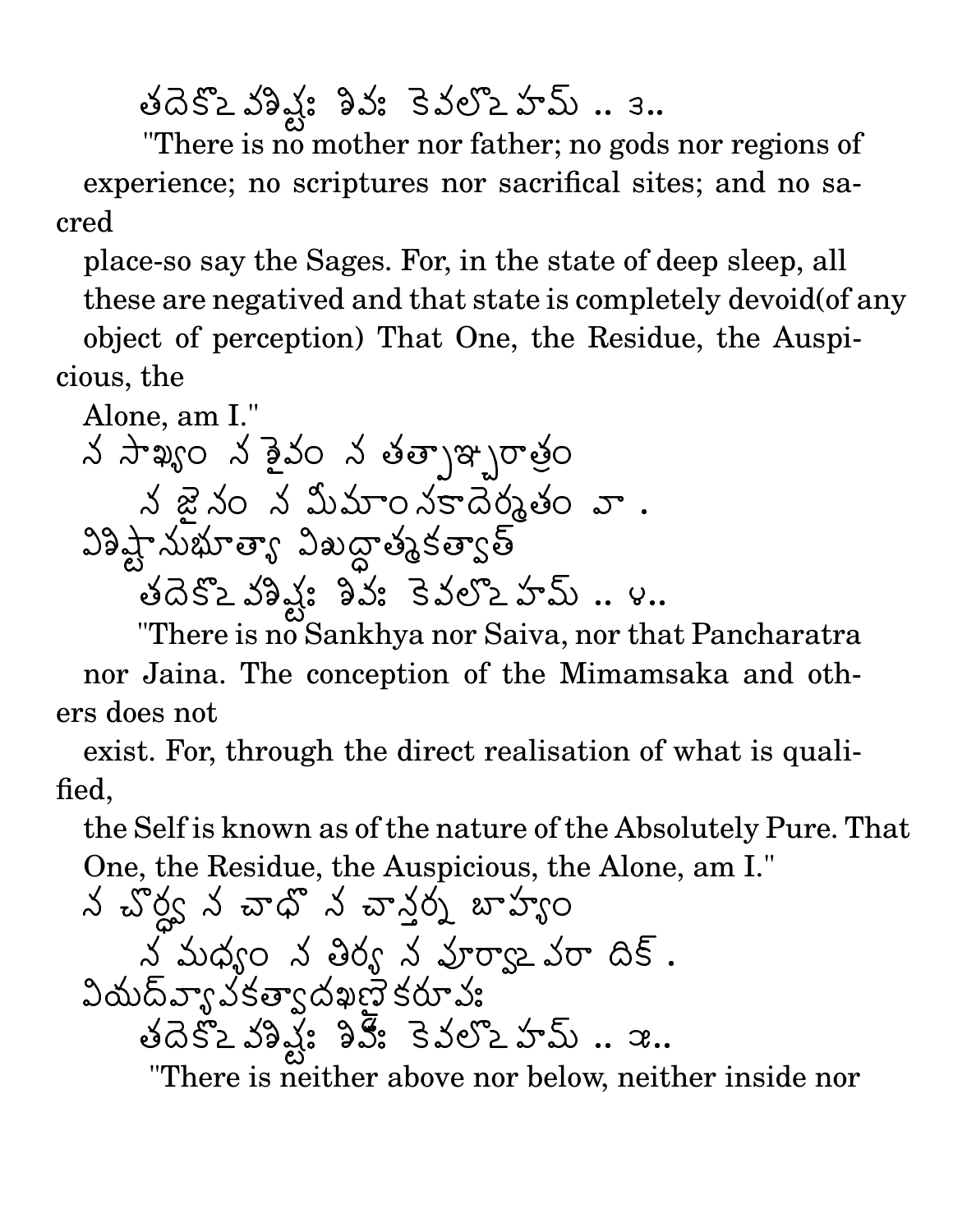తదేకో౽వశిష్టః శివః కేవలో౽హమ్ .. ३..

"There is no mother nor father; no gods nor regions of experience; no scriptures nor sacrifical sites; and no sacred place-so say the Sages. For, in the state of deep sleep, all these are negatived and that state is completely devoid(of any object of perception) That One, the Residue, the Auspicious, the Alone, am I."

న సాఖ్యం న శైవం న తత్పాఞ్చరాత్రం
న జైనం న మీమాంసకాదేర్మతం వా .
విశిష్టానుభూత్యా విశుద్ధాత్మకత్వాత్
తదేకో౽వశిష్టః శివః కేవలో౽హమ్ .. ४..

"There is no Sankhya nor Saiva, nor that Pancharatra nor Jaina. The conception of the Mimamsaka and others does not exist. For, through the direct realisation of what is qualified, the Self is known as of the nature of the Absolutely Pure. That One, the Residue, the Auspicious, the Alone, am I."

న చోర్ధ్వ న చాధో న చాన్తర్న బాహ్యం
న మధ్యం న తిర్య న పూర్వా౽పరా దిక్ .
వియద్వ్యాపకత్వాదఖణ్డైకరూపః
తదేకో౽వశిష్టః శివః కేవలో౽హమ్ .. ५..

"There is neither above nor below, neither inside nor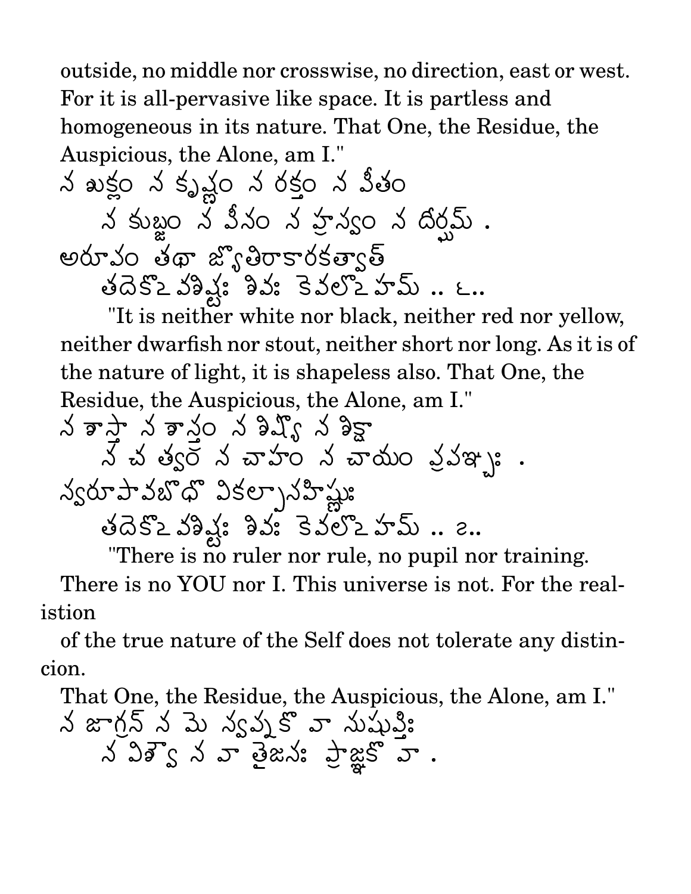outside, no middle nor crosswise, no direction, east or west. For it is all-pervasive like space. It is partless and homogeneous in its nature. That One, the Residue, the Auspicious, the Alone, am I."

న ఖక్లం న కృష్ణం న రక్తం న పీతం
న కుబ్జం న పీనం న హ్రస్వం న దీర్ఘమ్ .
అరూపం తథా జ్యోతిరాకారకత్వాత్
తదెకొఽవశిష్టః శివః కెవలొఽహమ్ .. ౬..

"It is neither white nor black, neither red nor yellow, neither dwarfish nor stout, neither short nor long. As it is of the nature of light, it is shapeless also. That One, the Residue, the Auspicious, the Alone, am I."

న శాస్తా న శాస్త్రం న శిష్యొ న శిక్షా
న చ త్వం న చాహం న చాయం ప్రపఞ్చః .
న్వరూపావబొధొ వికల్పానహిష్ణుః
తదెకొఽవశిష్టః శివః కెవలొఽహమ్ .. ౭..

"There is no ruler nor rule, no pupil nor training. There is no YOU nor I. This universe is not. For the realistion of the true nature of the Self does not tolerate any distincion. That One, the Residue, the Auspicious, the Alone, am I."

న జాగ్రన్ న మె న్వప్నకొ వా నుషుప్తిః
న విశ్వొ న వా తైజనః ప్రాజ్ఞకొ వా .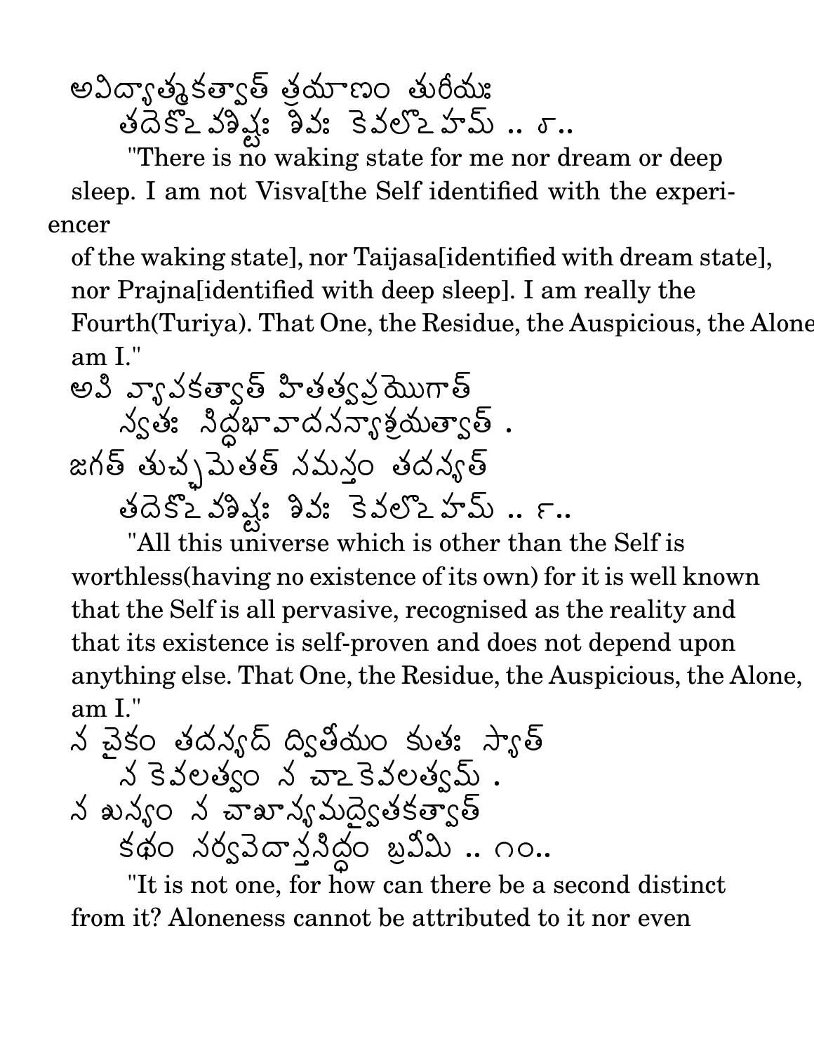అవిద్యాత్మకత్వాత్ త్రయాణం తురీయః
తదేకోఽవశిష్టః శివః కేవలోఽహమ్ .. ౮..

"There is no waking state for me nor dream or deep sleep. I am not Visva[the Self identified with the experiencer of the waking state], nor Taijasa[identified with dream state], nor Prajna[identified with deep sleep]. I am really the Fourth(Turiya). That One, the Residue, the Auspicious, the Alone am I."

అపి వ్యాపకత్వాత్ హితత్వప్రయోగాత్
స్వతః సిద్ధభావాదనన్యాశ్రయత్వాత్ .
జగత్ తుచ్ఛమేతత్ సమస్తం తదన్యత్
తదేకోఽవశిష్టః శివః కేవలోఽహమ్ .. ౯..

"All this universe which is other than the Self is worthless(having no existence of its own) for it is well known that the Self is all pervasive, recognised as the reality and that its existence is self-proven and does not depend upon anything else. That One, the Residue, the Auspicious, the Alone, am I."

న చైకం తదన్యద్ ద్వితీయం కుతః స్యాత్
న కేవలత్వం న చాఽకేవలత్వమ్ .
న శూన్యం న చాశూన్యమద్వైతకత్వాత్
కథం సర్వవేదాన్తసిద్ధం బ్రవీమి .. ౧౦..

"It is not one, for how can there be a second distinct from it? Aloneness cannot be attributed to it nor even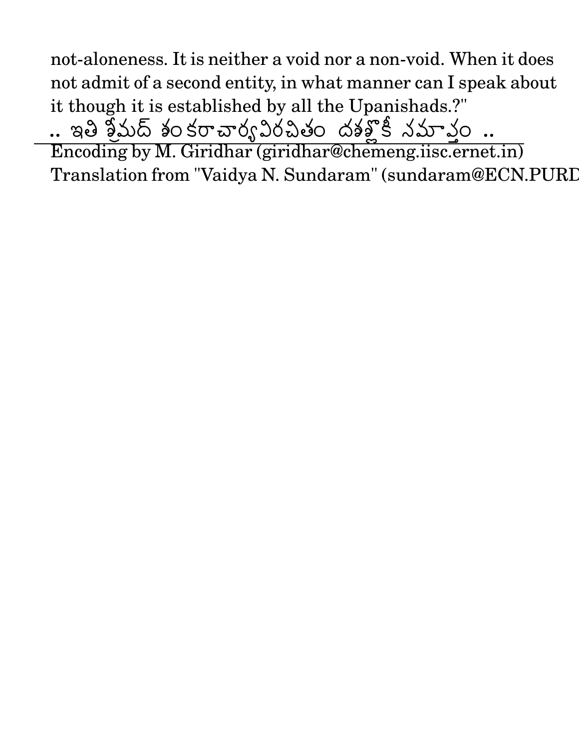not-aloneness. It is neither a void nor a non-void. When it does not admit of a second entity, in what manner can I speak about it though it is established by all the Upanishads.?"

.. ఇతి శ్రీమద్ శంకరాచార్యవిరచితం దశశ్లోకీ సమాప్తం ..

---

Encoding by M. Giridhar (giridhar@chemeng.iisc.ernet.in)
Translation from "Vaidya N. Sundaram" (sundaram@ECN.PURD